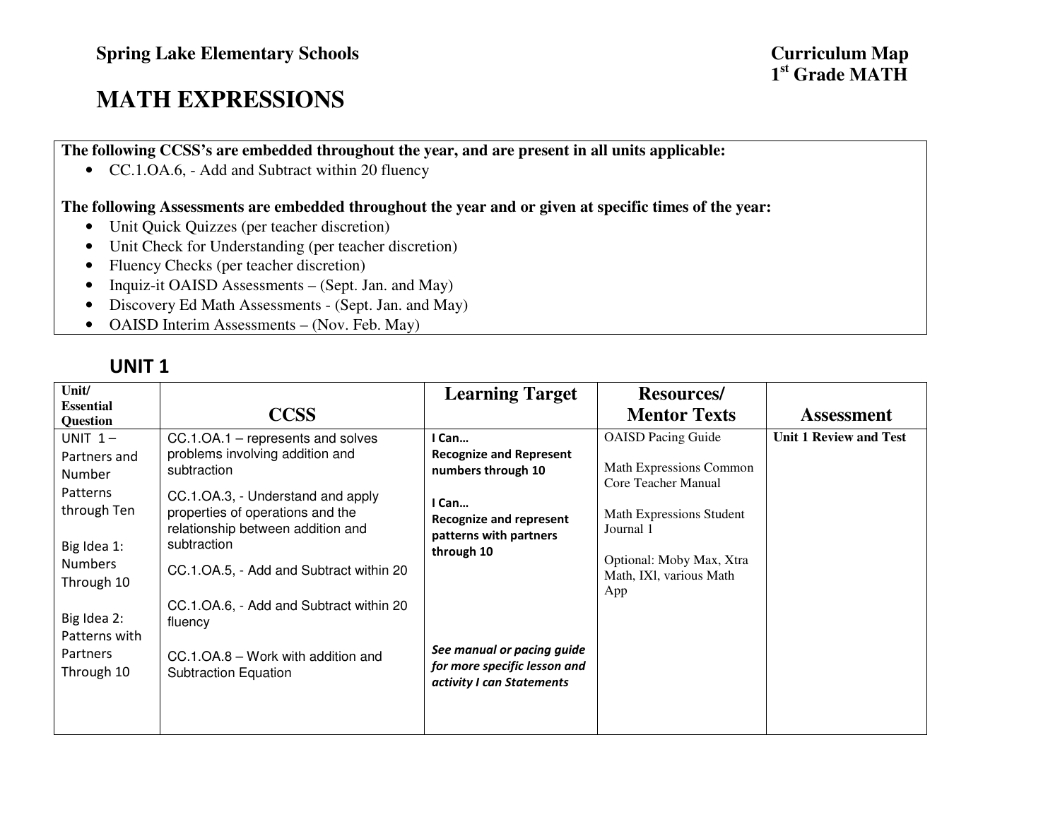**Spring Lake Elementary Schools**

**Curriculum Map**
**1st Grade MATH**

# MATH EXPRESSIONS

**The following CCSS's are embedded throughout the year, and are present in all units applicable:**

- CC.1.OA.6, - Add and Subtract within 20 fluency

**The following Assessments are embedded throughout the year and or given at specific times of the year:**

- Unit Quick Quizzes (per teacher discretion)
- Unit Check for Understanding (per teacher discretion)
- Fluency Checks (per teacher discretion)
- Inquiz-it OAISD Assessments – (Sept. Jan. and May)
- Discovery Ed Math Assessments - (Sept. Jan. and May)
- OAISD Interim Assessments – (Nov. Feb. May)

## UNIT 1

| Unit/ Essential Question | CCSS | Learning Target | Resources/ Mentor Texts | Assessment |
|---|---|---|---|---|
| UNIT 1 – Partners and Number Patterns through Ten<br><br>Big Idea 1: Numbers Through 10<br><br>Big Idea 2: Patterns with Partners Through 10 | CC.1.OA.1 – represents and solves problems involving addition and subtraction<br><br>CC.1.OA.3, - Understand and apply properties of operations and the relationship between addition and subtraction<br><br>CC.1.OA.5, - Add and Subtract within 20<br><br>CC.1.OA.6, - Add and Subtract within 20 fluency<br><br>CC.1.OA.8 – Work with addition and Subtraction Equation | **I Can…**<br>**Recognize and Represent numbers through 10**<br><br>**I Can…**<br>**Recognize and represent patterns with partners through 10**<br><br>***See manual or pacing guide for more specific lesson and activity I can Statements*** | OAISD Pacing Guide<br><br>Math Expressions Common Core Teacher Manual<br><br>Math Expressions Student Journal 1<br><br>Optional: Moby Max, Xtra Math, IXl, various Math App | **Unit 1 Review and Test** |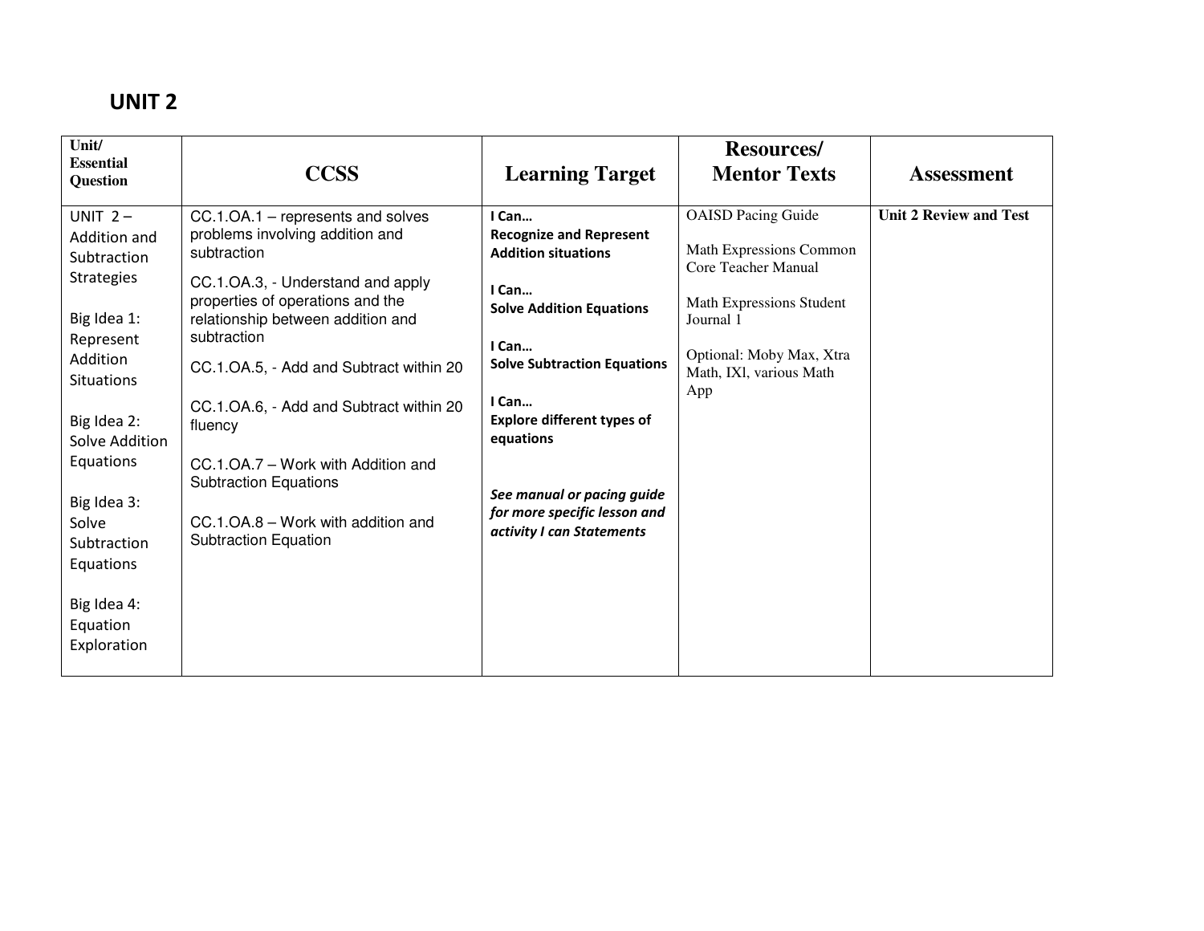## UNIT 2

| Unit/ Essential Question | CCSS | Learning Target | Resources/ Mentor Texts | Assessment |
|---|---|---|---|---|
| UNIT 2 – Addition and Subtraction Strategies<br><br>Big Idea 1: Represent Addition Situations<br><br>Big Idea 2: Solve Addition Equations<br><br>Big Idea 3: Solve Subtraction Equations<br><br>Big Idea 4: Equation Exploration | CC.1.OA.1 – represents and solves problems involving addition and subtraction<br><br>CC.1.OA.3, - Understand and apply properties of operations and the relationship between addition and subtraction<br><br>CC.1.OA.5, - Add and Subtract within 20<br><br>CC.1.OA.6, - Add and Subtract within 20 fluency<br><br>CC.1.OA.7 – Work with Addition and Subtraction Equations<br><br>CC.1.OA.8 – Work with addition and Subtraction Equation | **I Can… Recognize and Represent Addition situations**<br><br>**I Can… Solve Addition Equations**<br><br>**I Can… Solve Subtraction Equations**<br><br>**I Can… Explore different types of equations**<br><br>***See manual or pacing guide for more specific lesson and activity I can Statements*** | OAISD Pacing Guide<br><br>Math Expressions Common Core Teacher Manual<br><br>Math Expressions Student Journal 1<br><br>Optional: Moby Max, Xtra Math, IXl, various Math App | **Unit 2 Review and Test** |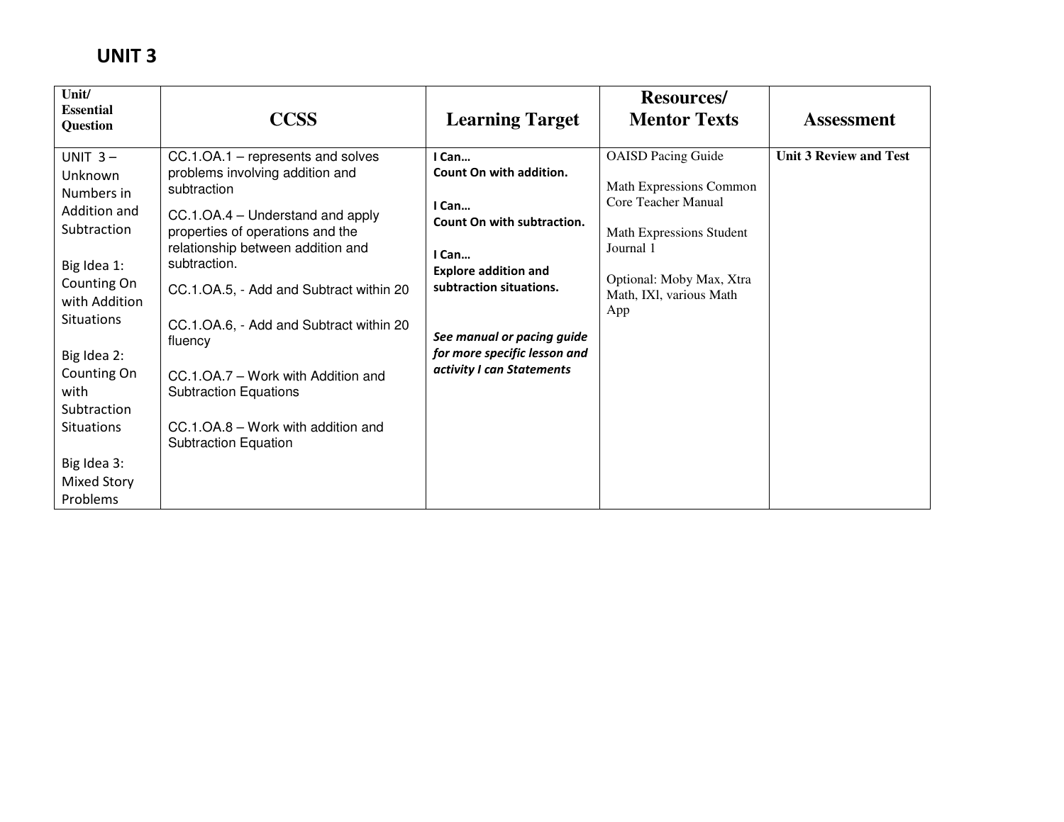# UNIT 3

| Unit/ Essential Question | CCSS | Learning Target | Resources/ Mentor Texts | Assessment |
|---|---|---|---|---|
| UNIT 3 – Unknown Numbers in Addition and Subtraction<br><br>Big Idea 1: Counting On with Addition Situations<br><br>Big Idea 2: Counting On with Subtraction Situations<br><br>Big Idea 3: Mixed Story Problems | CC.1.OA.1 – represents and solves problems involving addition and subtraction<br><br>CC.1.OA.4 – Understand and apply properties of operations and the relationship between addition and subtraction.<br><br>CC.1.OA.5, - Add and Subtract within 20<br><br>CC.1.OA.6, - Add and Subtract within 20 fluency<br><br>CC.1.OA.7 – Work with Addition and Subtraction Equations<br><br>CC.1.OA.8 – Work with addition and Subtraction Equation | **I Can…**<br>**Count On with addition.**<br><br>**I Can…**<br>**Count On with subtraction.**<br><br>**I Can…**<br>**Explore addition and subtraction situations.**<br><br>***See manual or pacing guide for more specific lesson and activity I can Statements*** | OAISD Pacing Guide<br><br>Math Expressions Common Core Teacher Manual<br><br>Math Expressions Student Journal 1<br><br>Optional: Moby Max, Xtra Math, IXl, various Math App | **Unit 3 Review and Test** |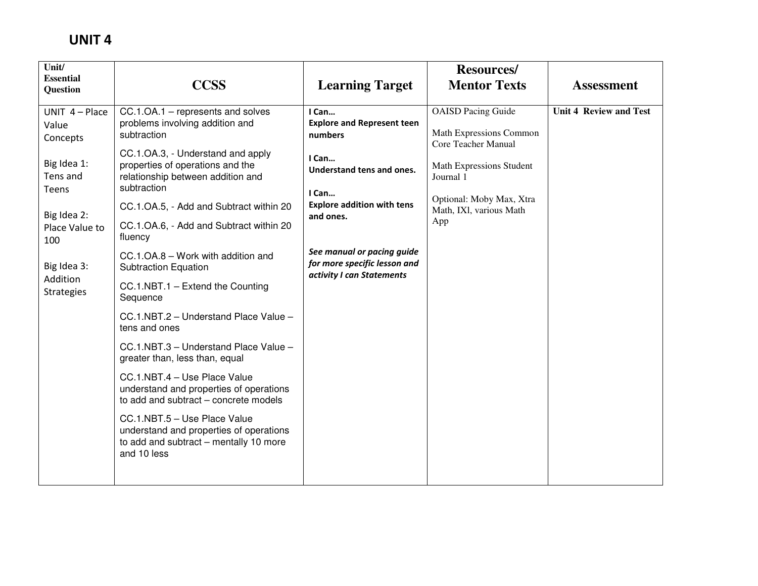# UNIT 4

| Unit/ Essential Question | CCSS | Learning Target | Resources/ Mentor Texts | Assessment |
|---|---|---|---|---|
| UNIT 4 – Place Value Concepts<br><br>Big Idea 1: Tens and Teens<br><br>Big Idea 2: Place Value to 100<br><br>Big Idea 3: Addition Strategies | CC.1.OA.1 – represents and solves problems involving addition and subtraction<br><br>CC.1.OA.3, - Understand and apply properties of operations and the relationship between addition and subtraction<br><br>CC.1.OA.5, - Add and Subtract within 20<br><br>CC.1.OA.6, - Add and Subtract within 20 fluency<br><br>CC.1.OA.8 – Work with addition and Subtraction Equation<br><br>CC.1.NBT.1 – Extend the Counting Sequence<br><br>CC.1.NBT.2 – Understand Place Value – tens and ones<br><br>CC.1.NBT.3 – Understand Place Value – greater than, less than, equal<br><br>CC.1.NBT.4 – Use Place Value understand and properties of operations to add and subtract – concrete models<br><br>CC.1.NBT.5 – Use Place Value understand and properties of operations to add and subtract – mentally 10 more and 10 less | **I Can…**<br>**Explore and Represent teen numbers**<br><br>**I Can…**<br>**Understand tens and ones.**<br><br>**I Can…**<br>**Explore addition with tens and ones.**<br><br>***See manual or pacing guide for more specific lesson and activity I can Statements*** | OAISD Pacing Guide<br><br>Math Expressions Common Core Teacher Manual<br><br>Math Expressions Student Journal 1<br><br>Optional: Moby Max, Xtra Math, IXl, various Math App | **Unit 4 Review and Test** |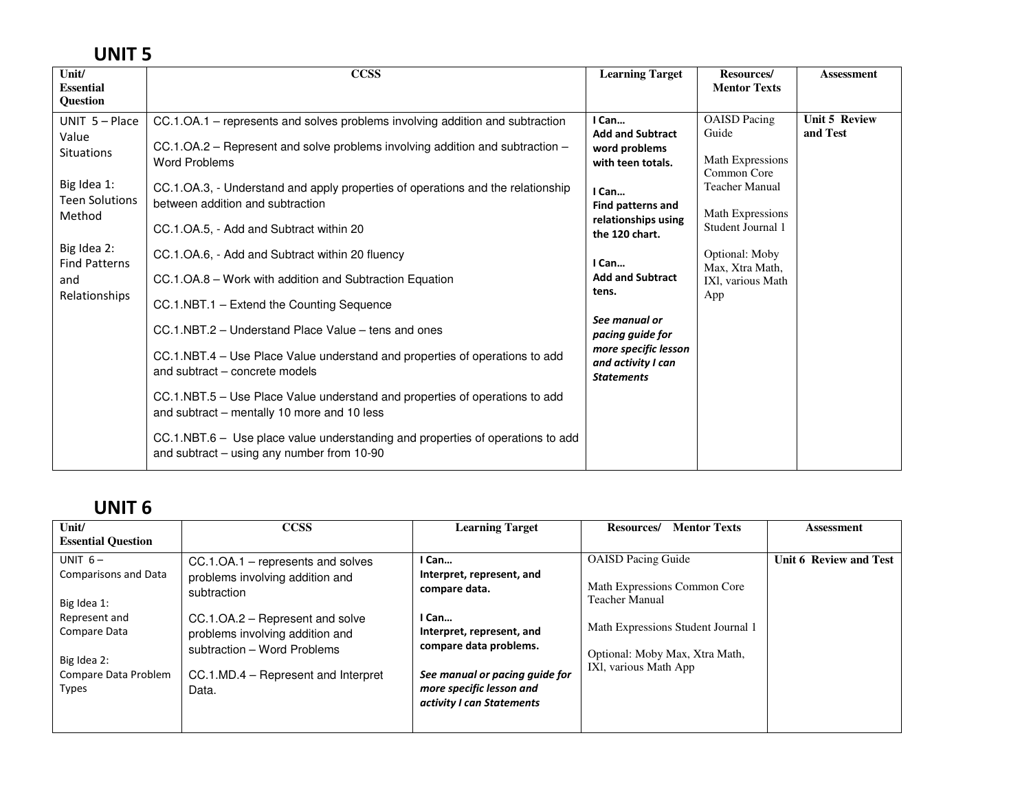# UNIT 5

| Unit/ Essential Question | CCSS | Learning Target | Resources/ Mentor Texts | Assessment |
|---|---|---|---|---|
| UNIT 5 – Place Value Situations<br><br>Big Idea 1: Teen Solutions Method<br><br>Big Idea 2: Find Patterns and Relationships | CC.1.OA.1 – represents and solves problems involving addition and subtraction<br><br>CC.1.OA.2 – Represent and solve problems involving addition and subtraction – Word Problems<br><br>CC.1.OA.3, - Understand and apply properties of operations and the relationship between addition and subtraction<br><br>CC.1.OA.5, - Add and Subtract within 20<br><br>CC.1.OA.6, - Add and Subtract within 20 fluency<br><br>CC.1.OA.8 – Work with addition and Subtraction Equation<br><br>CC.1.NBT.1 – Extend the Counting Sequence<br><br>CC.1.NBT.2 – Understand Place Value – tens and ones<br><br>CC.1.NBT.4 – Use Place Value understand and properties of operations to add and subtract – concrete models<br><br>CC.1.NBT.5 – Use Place Value understand and properties of operations to add and subtract – mentally 10 more and 10 less<br><br>CC.1.NBT.6 – Use place value understanding and properties of operations to add and subtract – using any number from 10-90 | **I Can… Add and Subtract word problems with teen totals.**<br><br>**I Can… Find patterns and relationships using the 120 chart.**<br><br>**I Can… Add and Subtract tens.**<br><br>***See manual or pacing guide for more specific lesson and activity I can Statements*** | OAISD Pacing Guide<br><br>Math Expressions Common Core Teacher Manual<br><br>Math Expressions Student Journal 1<br><br>Optional: Moby Max, Xtra Math, IXl, various Math App | **Unit 5 Review and Test** |

# UNIT 6

| Unit/ Essential Question | CCSS | Learning Target | Resources/ Mentor Texts | Assessment |
|---|---|---|---|---|
| UNIT 6 – Comparisons and Data<br><br>Big Idea 1: Represent and Compare Data<br><br>Big Idea 2: Compare Data Problem Types | CC.1.OA.1 – represents and solves problems involving addition and subtraction<br><br>CC.1.OA.2 – Represent and solve problems involving addition and subtraction – Word Problems<br><br>CC.1.MD.4 – Represent and Interpret Data. | **I Can… Interpret, represent, and compare data.**<br><br>**I Can… Interpret, represent, and compare data problems.**<br><br>***See manual or pacing guide for more specific lesson and activity I can Statements*** | OAISD Pacing Guide<br><br>Math Expressions Common Core Teacher Manual<br><br>Math Expressions Student Journal 1<br><br>Optional: Moby Max, Xtra Math, IXl, various Math App | **Unit 6 Review and Test** |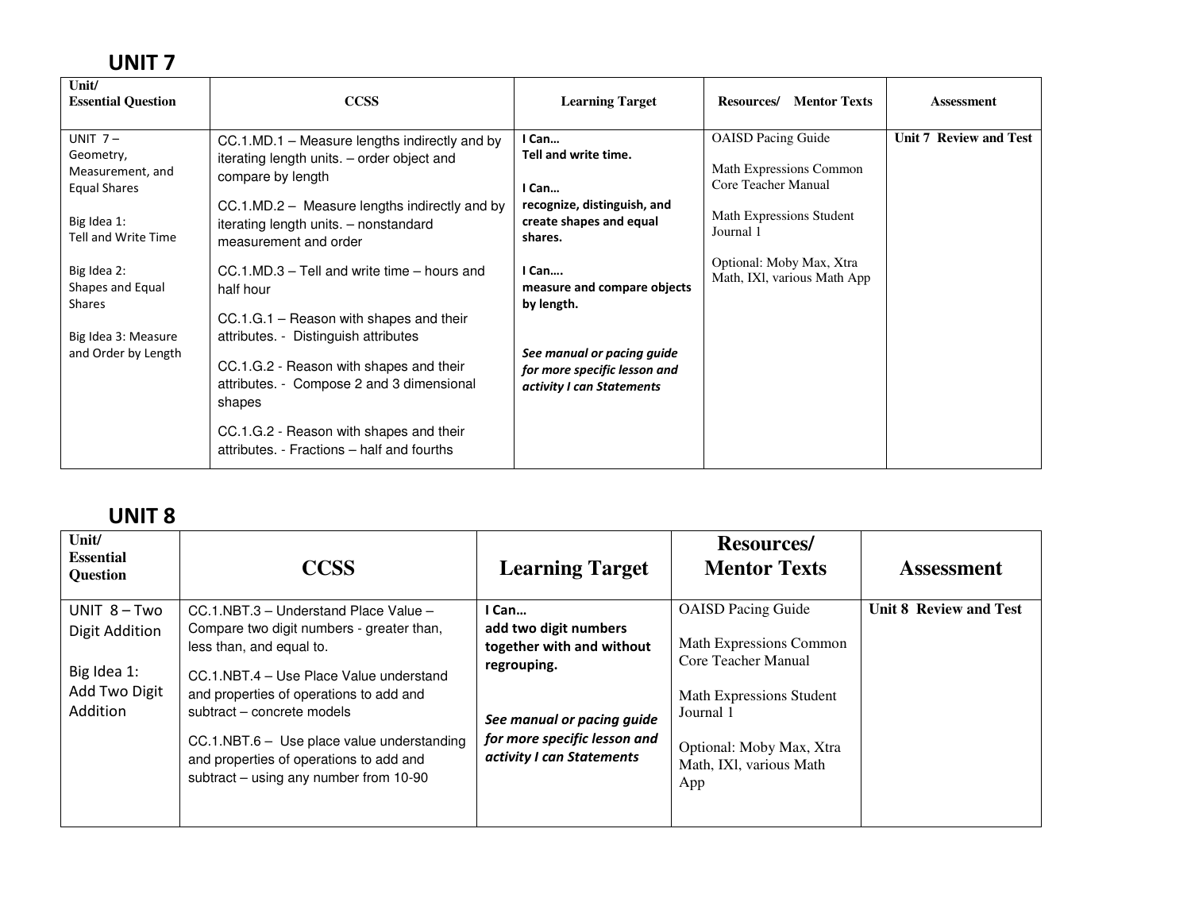## UNIT 7

| Unit/ Essential Question | CCSS | Learning Target | Resources/ Mentor Texts | Assessment |
|---|---|---|---|---|
| UNIT 7 – Geometry, Measurement, and Equal Shares<br><br>Big Idea 1: Tell and Write Time<br><br>Big Idea 2: Shapes and Equal Shares<br><br>Big Idea 3: Measure and Order by Length | CC.1.MD.1 – Measure lengths indirectly and by iterating length units. – order object and compare by length<br><br>CC.1.MD.2 – Measure lengths indirectly and by iterating length units. – nonstandard measurement and order<br><br>CC.1.MD.3 – Tell and write time – hours and half hour<br><br>CC.1.G.1 – Reason with shapes and their attributes. - Distinguish attributes<br><br>CC.1.G.2 - Reason with shapes and their attributes. - Compose 2 and 3 dimensional shapes<br><br>CC.1.G.2 - Reason with shapes and their attributes. - Fractions – half and fourths | **I Can… Tell and write time.**<br><br>**I Can… recognize, distinguish, and create shapes and equal shares.**<br><br>**I Can…. measure and compare objects by length.**<br><br>***See manual or pacing guide for more specific lesson and activity I can Statements*** | OAISD Pacing Guide<br><br>Math Expressions Common Core Teacher Manual<br><br>Math Expressions Student Journal 1<br><br>Optional: Moby Max, Xtra Math, IXl, various Math App | **Unit 7 Review and Test** |

## UNIT 8

| Unit/ Essential Question | CCSS | Learning Target | Resources/ Mentor Texts | Assessment |
|---|---|---|---|---|
| UNIT 8 – Two Digit Addition<br><br>Big Idea 1: Add Two Digit Addition | CC.1.NBT.3 – Understand Place Value – Compare two digit numbers - greater than, less than, and equal to.<br><br>CC.1.NBT.4 – Use Place Value understand and properties of operations to add and subtract – concrete models<br><br>CC.1.NBT.6 – Use place value understanding and properties of operations to add and subtract – using any number from 10-90 | **I Can… add two digit numbers together with and without regrouping.**<br><br>***See manual or pacing guide for more specific lesson and activity I can Statements*** | OAISD Pacing Guide<br><br>Math Expressions Common Core Teacher Manual<br><br>Math Expressions Student Journal 1<br><br>Optional: Moby Max, Xtra Math, IXl, various Math App | **Unit 8 Review and Test** |